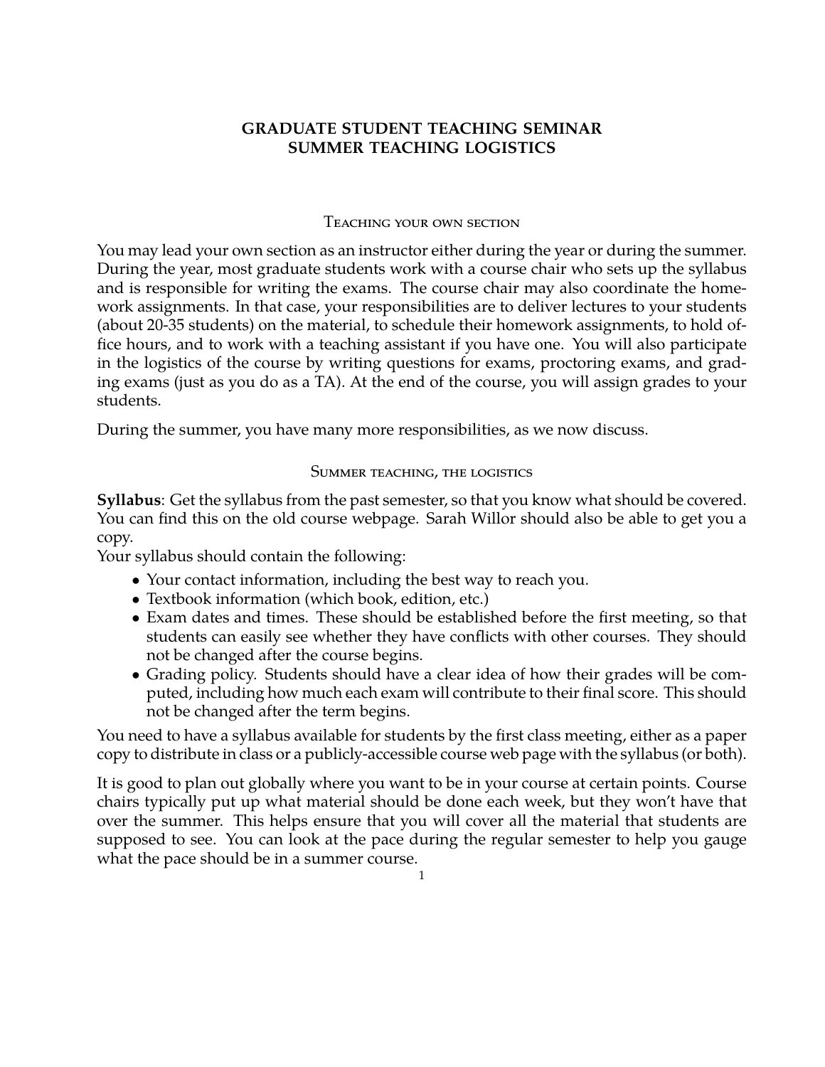# GRADUATE STUDENT TEACHING SEMINAR
# SUMMER TEACHING LOGISTICS

## Teaching your own section

You may lead your own section as an instructor either during the year or during the summer. During the year, most graduate students work with a course chair who sets up the syllabus and is responsible for writing the exams. The course chair may also coordinate the homework assignments. In that case, your responsibilities are to deliver lectures to your students (about 20-35 students) on the material, to schedule their homework assignments, to hold office hours, and to work with a teaching assistant if you have one. You will also participate in the logistics of the course by writing questions for exams, proctoring exams, and grading exams (just as you do as a TA). At the end of the course, you will assign grades to your students.

During the summer, you have many more responsibilities, as we now discuss.

## Summer teaching, the logistics

**Syllabus**: Get the syllabus from the past semester, so that you know what should be covered. You can find this on the old course webpage. Sarah Willor should also be able to get you a copy.

Your syllabus should contain the following:

- Your contact information, including the best way to reach you.
- Textbook information (which book, edition, etc.)
- Exam dates and times. These should be established before the first meeting, so that students can easily see whether they have conflicts with other courses. They should not be changed after the course begins.
- Grading policy. Students should have a clear idea of how their grades will be computed, including how much each exam will contribute to their final score. This should not be changed after the term begins.

You need to have a syllabus available for students by the first class meeting, either as a paper copy to distribute in class or a publicly-accessible course web page with the syllabus (or both).

It is good to plan out globally where you want to be in your course at certain points. Course chairs typically put up what material should be done each week, but they won't have that over the summer. This helps ensure that you will cover all the material that students are supposed to see. You can look at the pace during the regular semester to help you gauge what the pace should be in a summer course.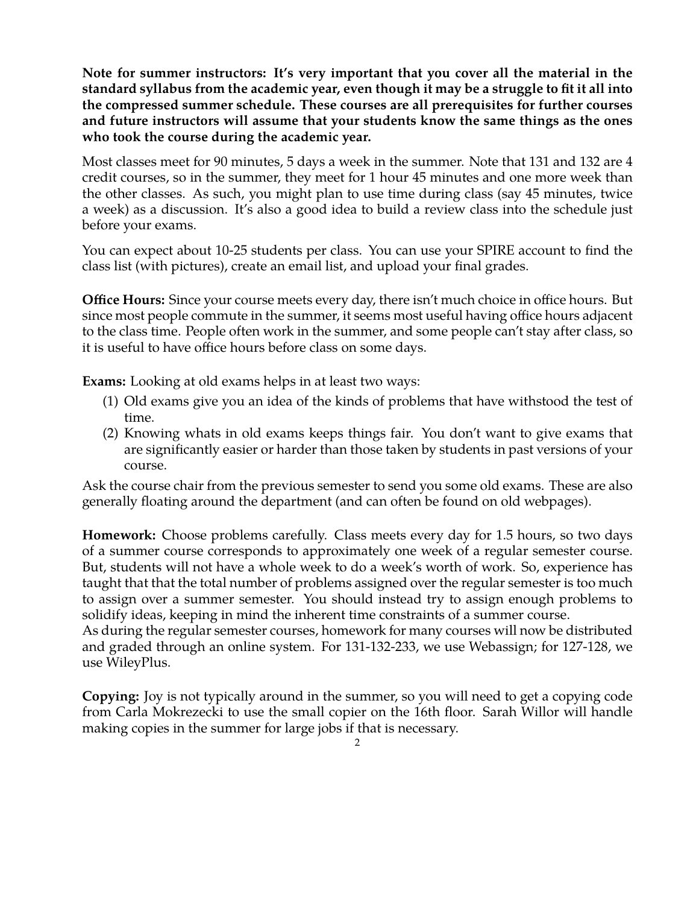**Note for summer instructors: It's very important that you cover all the material in the standard syllabus from the academic year, even though it may be a struggle to fit it all into the compressed summer schedule. These courses are all prerequisites for further courses and future instructors will assume that your students know the same things as the ones who took the course during the academic year.**

Most classes meet for 90 minutes, 5 days a week in the summer. Note that 131 and 132 are 4 credit courses, so in the summer, they meet for 1 hour 45 minutes and one more week than the other classes. As such, you might plan to use time during class (say 45 minutes, twice a week) as a discussion. It's also a good idea to build a review class into the schedule just before your exams.

You can expect about 10-25 students per class. You can use your SPIRE account to find the class list (with pictures), create an email list, and upload your final grades.

**Office Hours:** Since your course meets every day, there isn't much choice in office hours. But since most people commute in the summer, it seems most useful having office hours adjacent to the class time. People often work in the summer, and some people can't stay after class, so it is useful to have office hours before class on some days.

**Exams:** Looking at old exams helps in at least two ways:

(1) Old exams give you an idea of the kinds of problems that have withstood the test of time.
(2) Knowing whats in old exams keeps things fair. You don't want to give exams that are significantly easier or harder than those taken by students in past versions of your course.

Ask the course chair from the previous semester to send you some old exams. These are also generally floating around the department (and can often be found on old webpages).

**Homework:** Choose problems carefully. Class meets every day for 1.5 hours, so two days of a summer course corresponds to approximately one week of a regular semester course. But, students will not have a whole week to do a week's worth of work. So, experience has taught that that the total number of problems assigned over the regular semester is too much to assign over a summer semester. You should instead try to assign enough problems to solidify ideas, keeping in mind the inherent time constraints of a summer course.

As during the regular semester courses, homework for many courses will now be distributed and graded through an online system. For 131-132-233, we use Webassign; for 127-128, we use WileyPlus.

**Copying:** Joy is not typically around in the summer, so you will need to get a copying code from Carla Mokrezecki to use the small copier on the 16th floor. Sarah Willor will handle making copies in the summer for large jobs if that is necessary.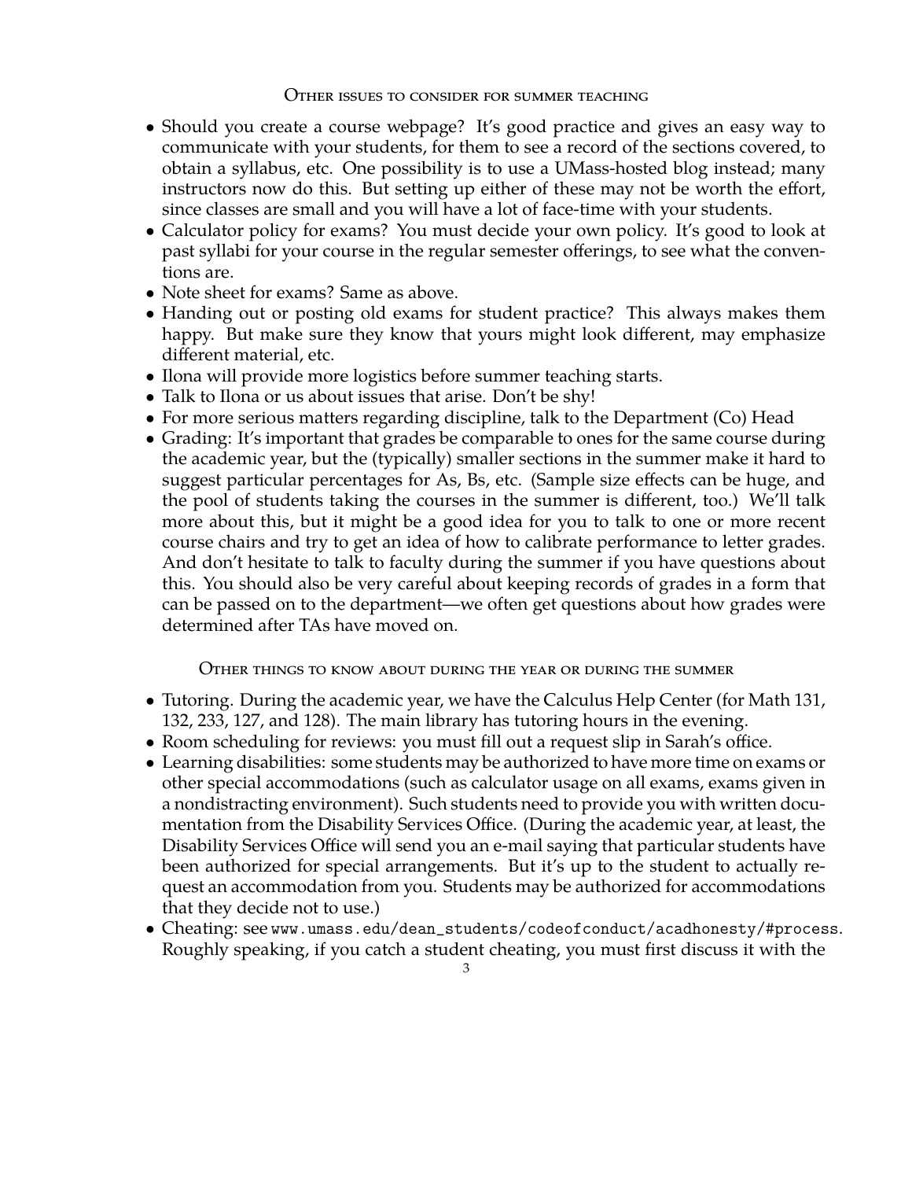## Other issues to consider for summer teaching

- Should you create a course webpage? It's good practice and gives an easy way to communicate with your students, for them to see a record of the sections covered, to obtain a syllabus, etc. One possibility is to use a UMass-hosted blog instead; many instructors now do this. But setting up either of these may not be worth the effort, since classes are small and you will have a lot of face-time with your students.
- Calculator policy for exams? You must decide your own policy. It's good to look at past syllabi for your course in the regular semester offerings, to see what the conventions are.
- Note sheet for exams? Same as above.
- Handing out or posting old exams for student practice? This always makes them happy. But make sure they know that yours might look different, may emphasize different material, etc.
- Ilona will provide more logistics before summer teaching starts.
- Talk to Ilona or us about issues that arise. Don't be shy!
- For more serious matters regarding discipline, talk to the Department (Co) Head
- Grading: It's important that grades be comparable to ones for the same course during the academic year, but the (typically) smaller sections in the summer make it hard to suggest particular percentages for As, Bs, etc. (Sample size effects can be huge, and the pool of students taking the courses in the summer is different, too.) We'll talk more about this, but it might be a good idea for you to talk to one or more recent course chairs and try to get an idea of how to calibrate performance to letter grades. And don't hesitate to talk to faculty during the summer if you have questions about this. You should also be very careful about keeping records of grades in a form that can be passed on to the department—we often get questions about how grades were determined after TAs have moved on.

## Other things to know about during the year or during the summer

- Tutoring. During the academic year, we have the Calculus Help Center (for Math 131, 132, 233, 127, and 128). The main library has tutoring hours in the evening.
- Room scheduling for reviews: you must fill out a request slip in Sarah's office.
- Learning disabilities: some students may be authorized to have more time on exams or other special accommodations (such as calculator usage on all exams, exams given in a nondistracting environment). Such students need to provide you with written documentation from the Disability Services Office. (During the academic year, at least, the Disability Services Office will send you an e-mail saying that particular students have been authorized for special arrangements. But it's up to the student to actually request an accommodation from you. Students may be authorized for accommodations that they decide not to use.)
- Cheating: see `www.umass.edu/dean_students/codeofconduct/acadhonesty/#process`. Roughly speaking, if you catch a student cheating, you must first discuss it with the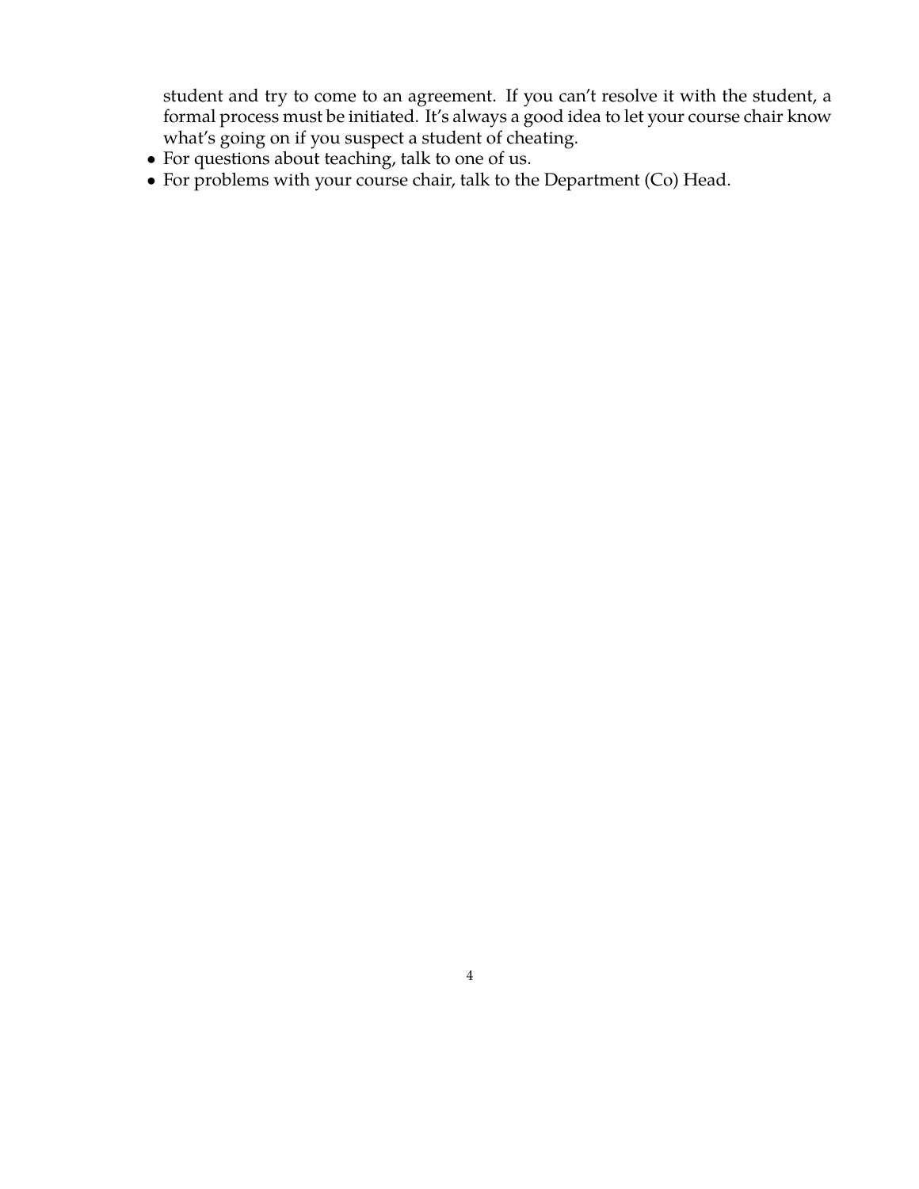student and try to come to an agreement. If you can't resolve it with the student, a formal process must be initiated. It's always a good idea to let your course chair know what's going on if you suspect a student of cheating.

- For questions about teaching, talk to one of us.
- For problems with your course chair, talk to the Department (Co) Head.